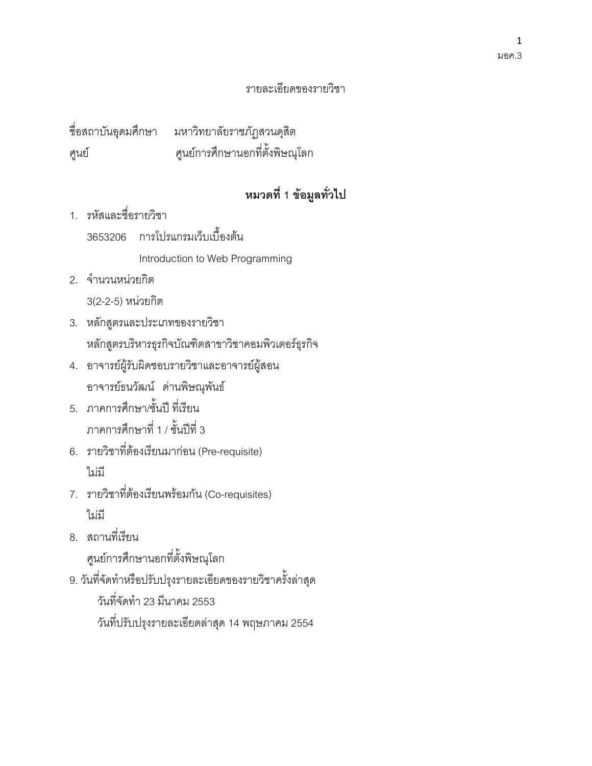มอค.3

รายละเอียดของรายวิชา

ชื่อสถาบันอุดมศึกษา มหาวิทยาลัยราชภัฏสวนดุสิต

ศูนย์ ศูนย์การศึกษานอกที่ตั้งพิษณุโลก

## หมวดที่ 1 ข้อมูลทั่วไป

1. รหัสและชื่อรายวิชา

   3653206 การโปรแกรมเว็บเบื้องต้น

   Introduction to Web Programming

2. จำนวนหน่วยกิต

   3(2-2-5) หน่วยกิต

3. หลักสูตรและประเภทของรายวิชา

   หลักสูตรบริหารธุรกิจบัณฑิตสาขาวิชาคอมพิวเตอร์ธุรกิจ

4. อาจารย์ผู้รับผิดชอบรายวิชาและอาจารย์ผู้สอน

   อาจารย์ธนวัฒน์ ด่านพิษณุพันธ์

5. ภาคการศึกษา/ชั้นปี ที่เรียน

   ภาคการศึกษาที่ 1 / ชั้นปีที่ 3

6. รายวิชาที่ต้องเรียนมาก่อน (Pre-requisite)

   ไม่มี

7. รายวิชาที่ต้องเรียนพร้อมกัน (Co-requisites)

   ไม่มี

8. สถานที่เรียน

   ศูนย์การศึกษานอกที่ตั้งพิษณุโลก

9. วันที่จัดทำหรือปรับปรุงรายละเอียดของรายวิชาครั้งล่าสุด

   วันที่จัดทำ 23 มีนาคม 2553

   วันที่ปรับปรุงรายละเอียดล่าสุด 14 พฤษภาคม 2554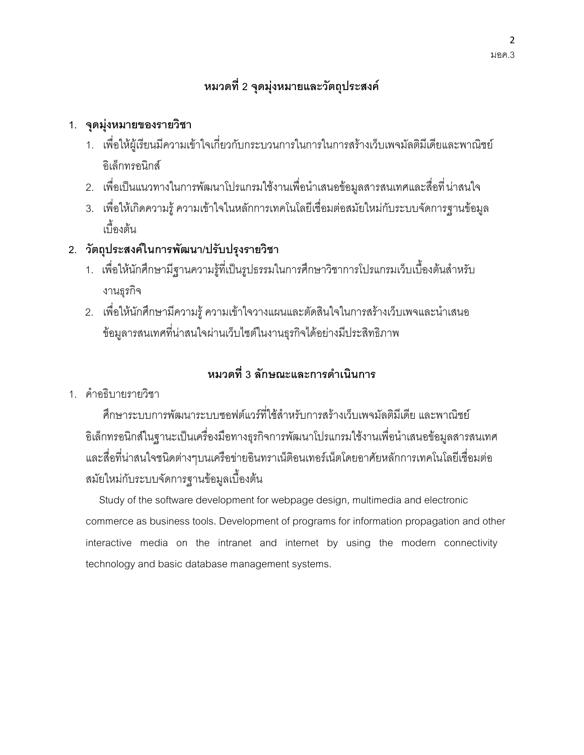## หมวดที่ 2 จุดมุ่งหมายและวัตถุประสงค์

1. **จุดมุ่งหมายของรายวิชา**
   1. เพื่อให้ผู้เรียนมีความเข้าใจเกี่ยวกับกระบวนการในการในการสร้างเว็บเพจมัลติมีเดียและพาณิชย์อิเล็กทรอนิกส์
   2. เพื่อเป็นแนวทางในการพัฒนาโปรแกรมใช้งานเพื่อนำเสนอข้อมูลสารสนเทศและสื่อที่น่าสนใจ
   3. เพื่อให้เกิดความรู้ ความเข้าใจในหลักการเทคโนโลยีเชื่อมต่อสมัยใหม่กับระบบจัดการฐานข้อมูลเบื้องต้น
2. **วัตถุประสงค์ในการพัฒนา/ปรับปรุงรายวิชา**
   1. เพื่อให้นักศึกษามีฐานความรู้ที่เป็นรูปธรรมในการศึกษาวิชาการโปรแกรมเว็บเบื้องต้นสำหรับงานธุรกิจ
   2. เพื่อให้นักศึกษามีความรู้ ความเข้าใจวางแผนและตัดสินใจในการสร้างเว็บเพจและนำเสนอข้อมูลารสนเทศที่น่าสนใจผ่านเว็บไซต์ในงานธุรกิจได้อย่างมีประสิทธิภาพ

## หมวดที่ 3 ลักษณะและการดำเนินการ

1. คำอธิบายรายวิชา

ศึกษาระบบการพัฒนาระบบซอฟต์แวร์ที่ใช้สำหรับการสร้างเว็บเพจมัลติมีเดีย และพาณิชย์อิเล็กทรอนิกส์ในฐานะเป็นเครื่องมือทางธุรกิจการพัฒนาโปรแกรมใช้งานเพื่อนำเสนอข้อมูลสารสนเทศและสื่อที่น่าสนใจชนิดต่างๆบนเครือข่ายอินทราเน็ตอินเทอร์เน็ตโดยอาศัยหลักการเทคโนโลยีเชื่อมต่อสมัยใหม่กับระบบจัดการฐานข้อมูลเบื้องต้น

Study of the software development for webpage design, multimedia and electronic commerce as business tools. Development of programs for information propagation and other interactive media on the intranet and internet by using the modern connectivity technology and basic database management systems.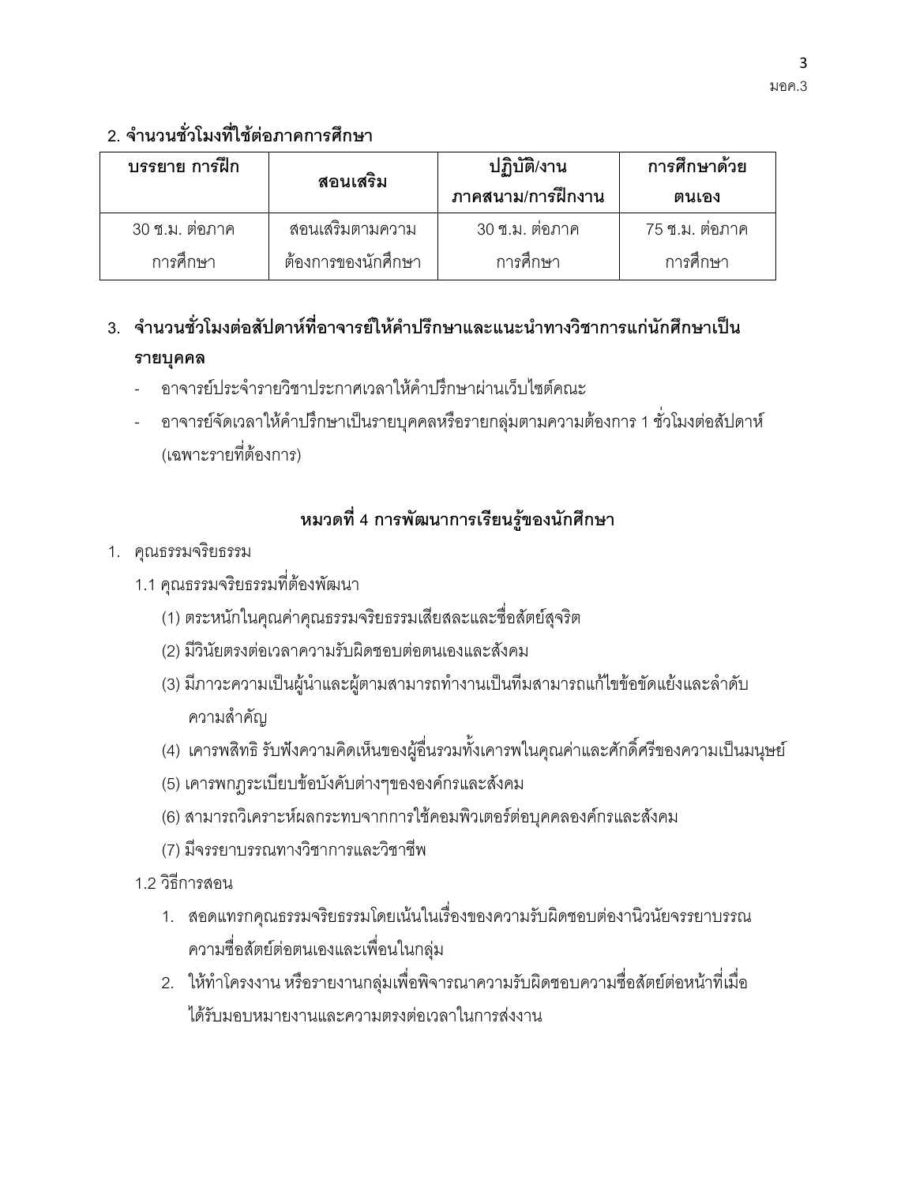## 2. จำนวนชั่วโมงที่ใช้ต่อภาคการศึกษา

| บรรยาย การฝึก | สอนเสริม | ปฏิบัติ/งานภาคสนาม/การฝึกงาน | การศึกษาด้วยตนเอง |
|---|---|---|---|
| 30 ช.ม. ต่อภาคการศึกษา | สอนเสริมตามความต้องการของนักศึกษา | 30 ช.ม. ต่อภาคการศึกษา | 75 ช.ม. ต่อภาคการศึกษา |

## 3. จำนวนชั่วโมงต่อสัปดาห์ที่อาจารย์ให้คำปรึกษาและแนะนำทางวิชาการแก่นักศึกษาเป็นรายบุคคล

- อาจารย์ประจำรายวิชาประกาศเวลาให้คำปรึกษาผ่านเว็บไซต์คณะ
- อาจารย์จัดเวลาให้คำปรึกษาเป็นรายบุคคลหรือรายกลุ่มตามความต้องการ 1 ชั่วโมงต่อสัปดาห์ (เฉพาะรายที่ต้องการ)

# หมวดที่ 4 การพัฒนาการเรียนรู้ของนักศึกษา

1. คุณธรรมจริยธรรม

1.1 คุณธรรมจริยธรรมที่ต้องพัฒนา

(1) ตระหนักในคุณค่าคุณธรรมจริยธรรมเสียสละและซื่อสัตย์สุจริต

(2) มีวินัยตรงต่อเวลาความรับผิดชอบต่อตนเองและสังคม

(3) มีภาวะความเป็นผู้นำและผู้ตามสามารถทำงานเป็นทีมสามารถแก้ไขข้อขัดแย้งและลำดับความสำคัญ

(4) เคารพสิทธิ รับฟังความคิดเห็นของผู้อื่นรวมทั้งเคารพในคุณค่าและศักดิ์ศรีของความเป็นมนุษย์

(5) เคารพกฎระเบียบข้อบังคับต่างๆขององค์กรและสังคม

(6) สามารถวิเคราะห์ผลกระทบจากการใช้คอมพิวเตอร์ต่อบุคคลองค์กรและสังคม

(7) มีจรรยาบรรณทางวิชาการและวิชาชีพ

1.2 วิธีการสอน

1. สอดแทรกคุณธรรมจริยธรรมโดยเน้นในเรื่องของความรับผิดชอบต่องานวินัยจรรยาบรรณ ความซื่อสัตย์ต่อตนเองและเพื่อนในกลุ่ม
2. ให้ทำโครงงาน หรือรายงานกลุ่มเพื่อพิจารณาความรับผิดชอบความซื่อสัตย์ต่อหน้าที่เมื่อได้รับมอบหมายงานและความตรงต่อเวลาในการส่งงาน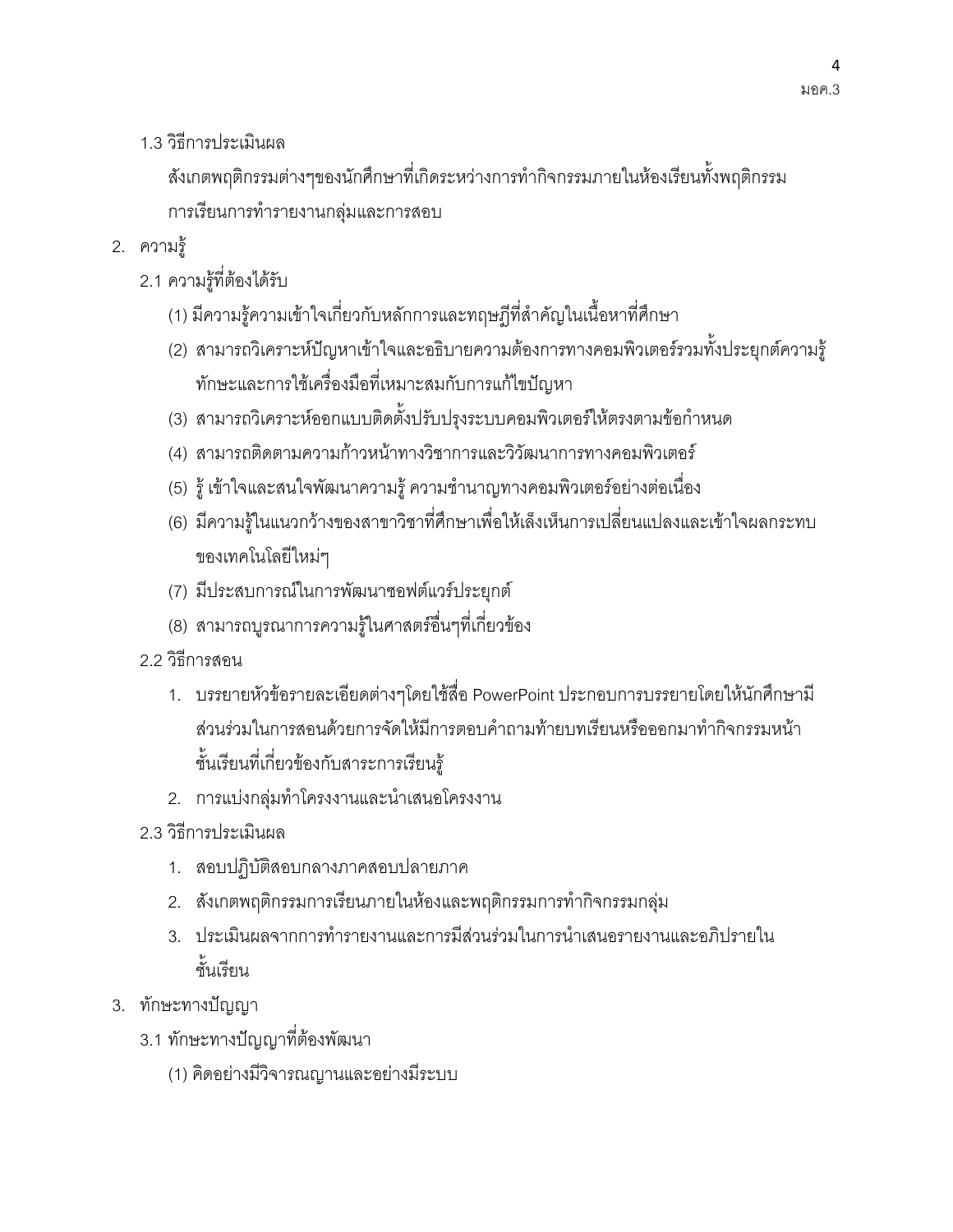1.3 วิธีการประเมินผล

สังเกตพฤติกรรมต่างๆของนักศึกษาที่เกิดระหว่างการทำกิจกรรมภายในห้องเรียนทั้งพฤติกรรมการเรียนการทำรายงานกลุ่มและการสอบ

2. ความรู้

2.1 ความรู้ที่ต้องได้รับ

(1) มีความรู้ความเข้าใจเกี่ยวกับหลักการและทฤษฎีที่สำคัญในเนื้อหาที่ศึกษา

(2) สามารถวิเคราะห์ปัญหาเข้าใจและอธิบายความต้องการทางคอมพิวเตอร์รวมทั้งประยุกต์ความรู้ทักษะและการใช้เครื่องมือที่เหมาะสมกับการแก้ไขปัญหา

(3) สามารถวิเคราะห์ออกแบบติดตั้งปรับปรุงระบบคอมพิวเตอร์ให้ตรงตามข้อกำหนด

(4) สามารถติดตามความก้าวหน้าทางวิชาการและวิวัฒนาการทางคอมพิวเตอร์

(5) รู้ เข้าใจและสนใจพัฒนาความรู้ ความชำนาญทางคอมพิวเตอร์อย่างต่อเนื่อง

(6) มีความรู้ในแนวกว้างของสาขาวิชาที่ศึกษาเพื่อให้เล็งเห็นการเปลี่ยนแปลงและเข้าใจผลกระทบของเทคโนโลยีใหม่ๆ

(7) มีประสบการณ์ในการพัฒนาซอฟต์แวร์ประยุกต์

(8) สามารถบูรณาการความรู้ในศาสตร์อื่นๆที่เกี่ยวข้อง

2.2 วิธีการสอน

1. บรรยายหัวข้อรายละเอียดต่างๆโดยใช้สื่อ PowerPoint ประกอบการบรรยายโดยให้นักศึกษามีส่วนร่วมในการสอนด้วยการจัดให้มีการตอบคำถามท้ายบทเรียนหรือออกมาทำกิจกรรมหน้าชั้นเรียนที่เกี่ยวข้องกับสาระการเรียนรู้
2. การแบ่งกลุ่มทำโครงงานและนำเสนอโครงงาน

2.3 วิธีการประเมินผล

1. สอบปฏิบัติสอบกลางภาคสอบปลายภาค
2. สังเกตพฤติกรรมการเรียนภายในห้องและพฤติกรรมการทำกิจกรรมกลุ่ม
3. ประเมินผลจากการทำรายงานและการมีส่วนร่วมในการนำเสนอรายงานและอภิปรายในชั้นเรียน

3. ทักษะทางปัญญา

3.1 ทักษะทางปัญญาที่ต้องพัฒนา

(1) คิดอย่างมีวิจารณญานและอย่างมีระบบ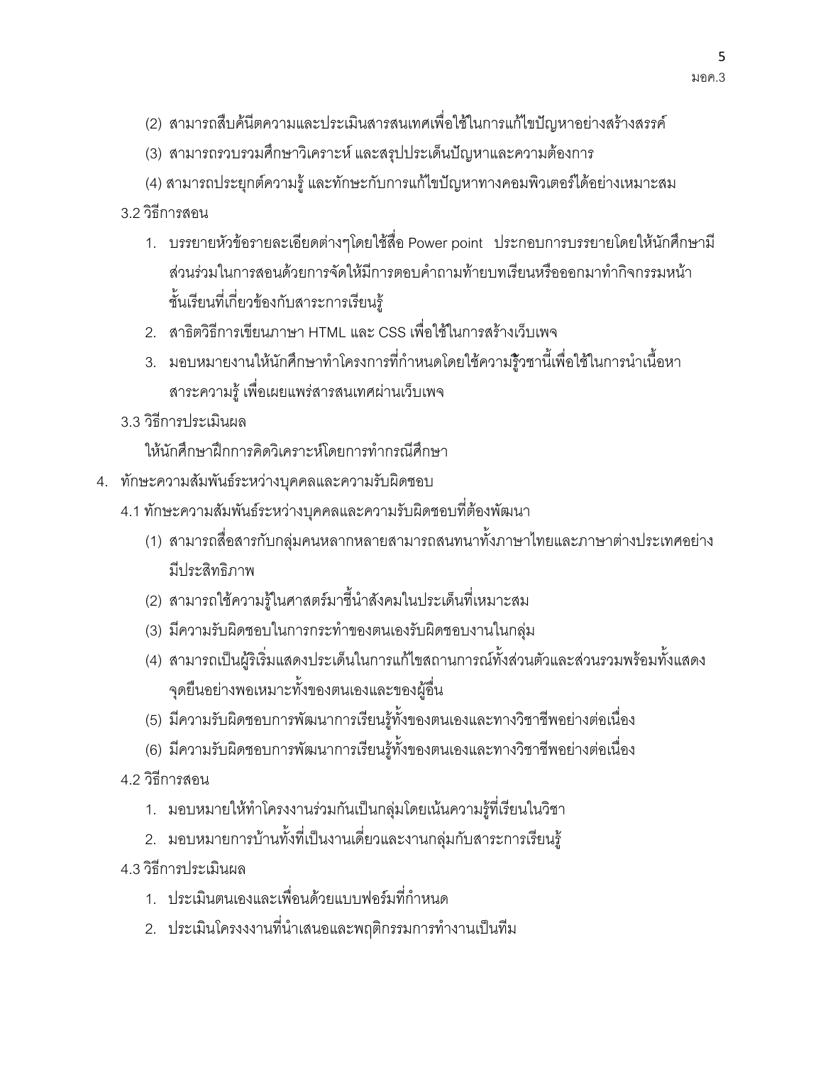(2) สามารถสืบค้นีตความและประเมินสารสนเทศเพื่อใช้ในการแก้ไขปัญหาอย่างสร้างสรรค์

(3) สามารถรวบรวมศึกษาวิเคราะห์ และสรุปประเด็นปัญหาและความต้องการ

(4) สามารถประยุกต์ความรู้ และทักษะกับการแก้ไขปัญหาทางคอมพิวเตอร์ได้อย่างเหมาะสม

3.2 วิธีการสอน

1. บรรยายหัวข้อรายละเอียดต่างๆโดยใช้สื่อ Power point ประกอบการบรรยายโดยให้นักศึกษามีส่วนร่วมในการสอนด้วยการจัดให้มีการตอบคำถามท้ายบทเรียนหรือออกมาทำกิจกรรมหน้าชั้นเรียนที่เกี่ยวข้องกับสาระการเรียนรู้
2. สาธิตวิธีการเขียนภาษา HTML และ CSS เพื่อใช้ในการสร้างเว็บเพจ
3. มอบหมายงานให้นักศึกษาทำโครงการที่กำหนดโดยใช้ความรู้วิชานี้เพื่อใช้ในการนำเนื้อหาสาระความรู้ เพื่อเผยแพร่สารสนเทศผ่านเว็บเพจ

3.3 วิธีการประเมินผล

ให้นักศึกษาฝึกการคิดวิเคราะห์โดยการทำกรณีศึกษา

4. ทักษะความสัมพันธ์ระหว่างบุคคลและความรับผิดชอบ

4.1 ทักษะความสัมพันธ์ระหว่างบุคคลและความรับผิดชอบที่ต้องพัฒนา

(1) สามารถสื่อสารกับกลุ่มคนหลากหลายสามารถสนทนาทั้งภาษาไทยและภาษาต่างประเทศอย่างมีประสิทธิภาพ

(2) สามารถใช้ความรู้ในศาสตร์มาชี้นำสังคมในประเด็นที่เหมาะสม

(3) มีความรับผิดชอบในการกระทำของตนเองรับผิดชอบงานในกลุ่ม

(4) สามารถเป็นผู้ริเริ่มแสดงประเด็นในการแก้ไขสถานการณ์ทั้งส่วนตัวและส่วนรวมพร้อมทั้งแสดงจุดยืนอย่างพอเหมาะทั้งของตนเองและของผู้อื่น

(5) มีความรับผิดชอบการพัฒนาการเรียนรู้ทั้งของตนเองและทางวิชาชีพอย่างต่อเนื่อง

(6) มีความรับผิดชอบการพัฒนาการเรียนรู้ทั้งของตนเองและทางวิชาชีพอย่างต่อเนื่อง

4.2 วิธีการสอน

1. มอบหมายให้ทำโครงงานร่วมกันเป็นกลุ่มโดยเน้นความรู้ที่เรียนในวิชา
2. มอบหมายการบ้านทั้งที่เป็นงานเดี่ยวและงานกลุ่มกับสาระการเรียนรู้

4.3 วิธีการประเมินผล

1. ประเมินตนเองและเพื่อนด้วยแบบฟอร์มที่กำหนด
2. ประเมินโครงงงานที่นำเสนอและพฤติกรรมการทำงานเป็นทีม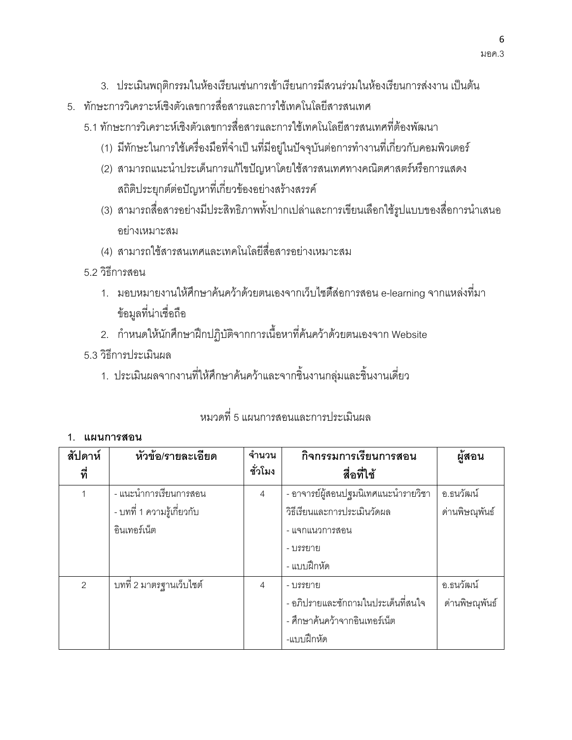3. ประเมินพฤติกรรมในห้องเรียนเช่นการเข้าเรียนการมีสวนร่วมในห้องเรียนการส่งงาน เป็นต้น

5. ทักษะการวิเคราะห์เชิงตัวเลขการสื่อสารและการใช้เทคโนโลยีสารสนเทศ

5.1 ทักษะการวิเคราะห์เชิงตัวเลขการสื่อสารและการใช้เทคโนโลยีสารสนเทศที่ต้องพัฒนา

(1) มีทักษะในการใช้เครื่องมือที่จำเป็ นที่มีอยู่ในปัจจุบันต่อการทำงานที่เกี่ยวกับคอมพิวเตอร์

(2) สามารถแนะนำประเด็นการแก้ไขปัญหาโดยใช้สารสนเทศทางคณิตศาสตร์หรือการแสดงสถิติประยุกต์ต่อปัญหาที่เกี่ยวข้องอย่างสร้างสรรค์

(3) สามารถสื่อสารอย่างมีประสิทธิภาพทั้งปากเปล่าและการเขียนเลือกใช้รูปแบบของสื่อการนำเสนออย่างเหมาะสม

(4) สามารถใช้สารสนเทศและเทคโนโลยีสื่อสารอย่างเหมาะสม

5.2 วิธีการสอน

1. มอบหมายงานให้ศึกษาค้นคว้าด้วยตนเองจากเว็บไซต์สื่อการสอน e-learning จากแหล่งที่มาข้อมูลที่น่าเชื่อถือ
2. กำหนดให้นักศึกษาฝึกปฏิบัติจากการเนื้อหาที่ค้นคว้าด้วยตนเองจาก Website

5.3 วิธีการประเมินผล

1. ประเมินผลจากงานที่ให้ศึกษาค้นคว้าและจากชิ้นงานกลุ่มและชิ้นงานเดี่ยว

## หมวดที่ 5 แผนการสอนและการประเมินผล

1. **แผนการสอน**

| สัปดาห์ที่ | หัวข้อ/รายละเอียด | จำนวนชั่วโมง | กิจกรรมการเรียนการสอน สื่อที่ใช้ | ผู้สอน |
|---|---|---|---|---|
| 1 | - แนะนำการเรียนการสอน<br>- บทที่ 1 ความรู้เกี่ยวกับอินเทอร์เน็ต | 4 | - อาจารย์ผู้สอนปฐมนิเทศแนะนำรายวิชา วิธีเรียนและการประเมินวัดผล<br>- แจกแนวการสอน<br>- บรรยาย<br>- แบบฝึกหัด | อ.ธนวัฒน์ ด่านพิษณุพันธ์ |
| 2 | บทที่ 2 มาตรฐานเว็บไซต์ | 4 | - บรรยาย<br>- อภิปรายและซักถามในประเด็นที่สนใจ<br>- ศึกษาค้นคว้าจากอินเทอร์เน็ต<br>-แบบฝึกหัด | อ.ธนวัฒน์ ด่านพิษณุพันธ์ |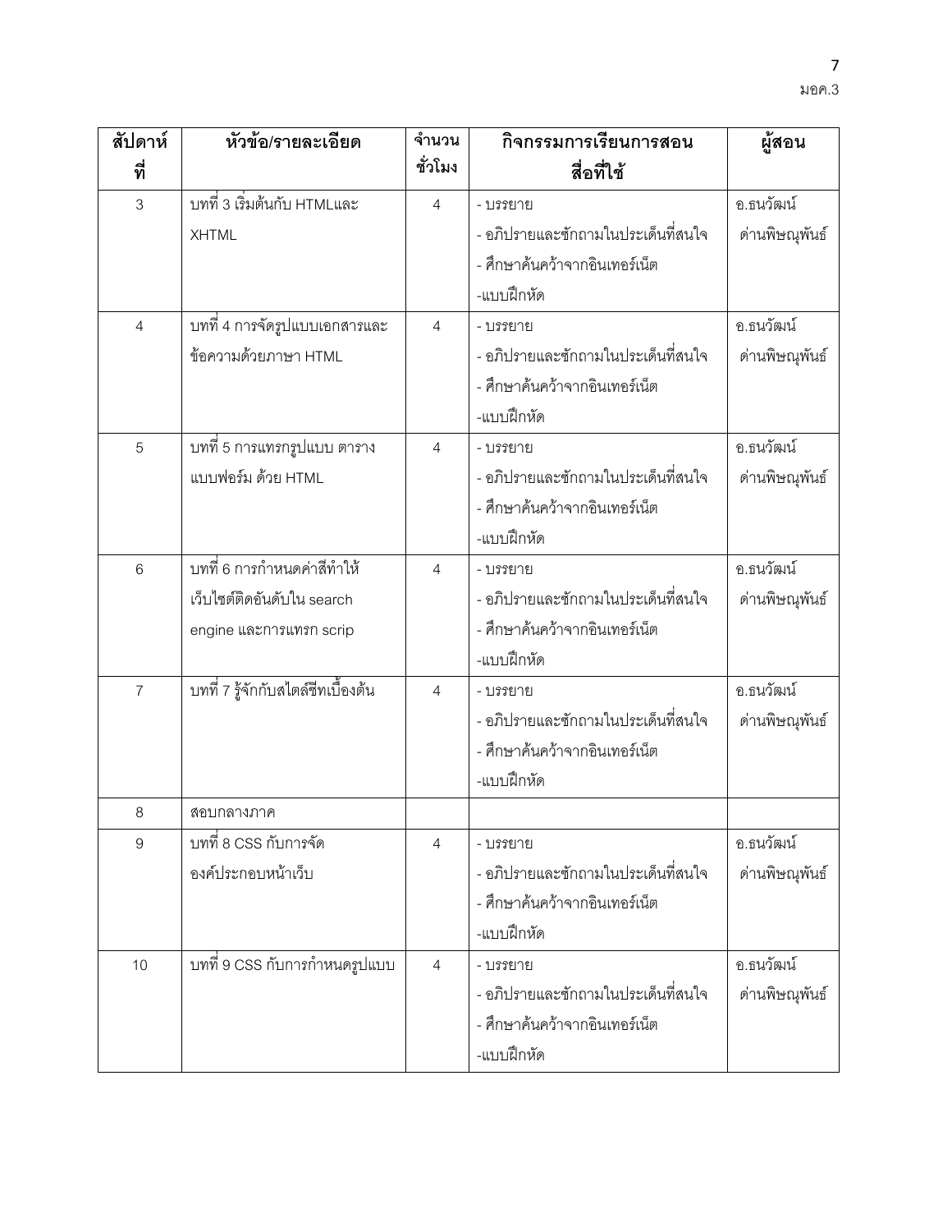| สัปดาห์ที่ | หัวข้อ/รายละเอียด | จำนวนชั่วโมง | กิจกรรมการเรียนการสอน สื่อที่ใช้ | ผู้สอน |
|---|---|---|---|---|
| 3 | บทที่ 3 เริ่มต้นกับ HTMLและ XHTML | 4 | - บรรยาย<br>- อภิปรายและซักถามในประเด็นที่สนใจ<br>- ศึกษาค้นคว้าจากอินเทอร์เน็ต<br>-แบบฝึกหัด | อ.ธนวัฒน์ ด่านพิษณุพันธ์ |
| 4 | บทที่ 4 การจัดรูปแบบเอกสารและข้อความด้วยภาษา HTML | 4 | - บรรยาย<br>- อภิปรายและซักถามในประเด็นที่สนใจ<br>- ศึกษาค้นคว้าจากอินเทอร์เน็ต<br>-แบบฝึกหัด | อ.ธนวัฒน์ ด่านพิษณุพันธ์ |
| 5 | บทที่ 5 การแทรกรูปแบบ ตาราง แบบฟอร์ม ด้วย HTML | 4 | - บรรยาย<br>- อภิปรายและซักถามในประเด็นที่สนใจ<br>- ศึกษาค้นคว้าจากอินเทอร์เน็ต<br>-แบบฝึกหัด | อ.ธนวัฒน์ ด่านพิษณุพันธ์ |
| 6 | บทที่ 6 การกำหนดค่าสีทำให้เว็บไซต์ติดอันดับใน search engine และการแทรก scrip | 4 | - บรรยาย<br>- อภิปรายและซักถามในประเด็นที่สนใจ<br>- ศึกษาค้นคว้าจากอินเทอร์เน็ต<br>-แบบฝึกหัด | อ.ธนวัฒน์ ด่านพิษณุพันธ์ |
| 7 | บทที่ 7 รู้จักกับสไตล์ชีทเบื้องต้น | 4 | - บรรยาย<br>- อภิปรายและซักถามในประเด็นที่สนใจ<br>- ศึกษาค้นคว้าจากอินเทอร์เน็ต<br>-แบบฝึกหัด | อ.ธนวัฒน์ ด่านพิษณุพันธ์ |
| 8 | สอบกลางภาค | | | |
| 9 | บทที่ 8 CSS กับการจัดองค์ประกอบหน้าเว็บ | 4 | - บรรยาย<br>- อภิปรายและซักถามในประเด็นที่สนใจ<br>- ศึกษาค้นคว้าจากอินเทอร์เน็ต<br>-แบบฝึกหัด | อ.ธนวัฒน์ ด่านพิษณุพันธ์ |
| 10 | บทที่ 9 CSS กับการกำหนดรูปแบบ | 4 | - บรรยาย<br>- อภิปรายและซักถามในประเด็นที่สนใจ<br>- ศึกษาค้นคว้าจากอินเทอร์เน็ต<br>-แบบฝึกหัด | อ.ธนวัฒน์ ด่านพิษณุพันธ์ |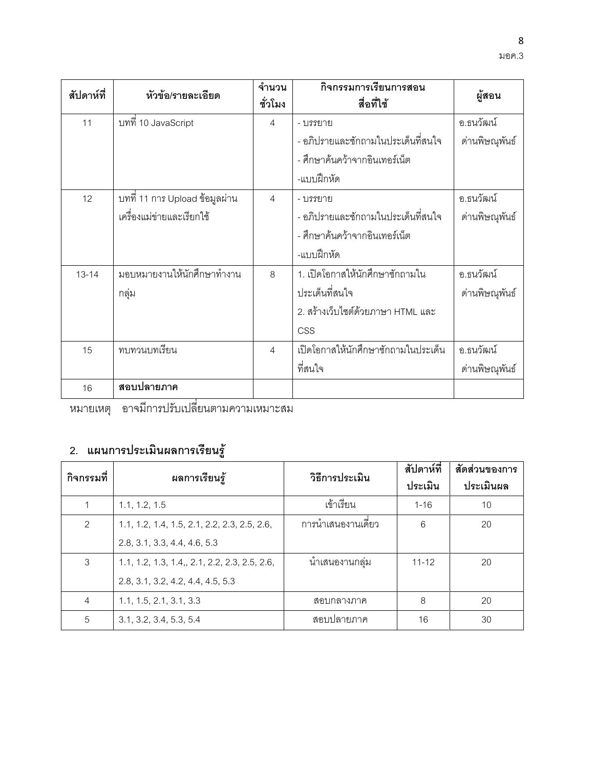| สัปดาห์ที่ | หัวข้อ/รายละเอียด | จำนวนชั่วโมง | กิจกรรมการเรียนการสอน สื่อที่ใช้ | ผู้สอน |
|---|---|---|---|---|
| 11 | บทที่ 10 JavaScript | 4 | - บรรยาย<br>- อภิปรายและซักถามในประเด็นที่สนใจ<br>- ศึกษาค้นคว้าจากอินเทอร์เน็ต<br>-แบบฝึกหัด | อ.ธนวัฒน์ ด่านพิษณุพันธ์ |
| 12 | บทที่ 11 การ Upload ข้อมูลผ่านเครื่องแม่ข่ายและเรียกใช้ | 4 | - บรรยาย<br>- อภิปรายและซักถามในประเด็นที่สนใจ<br>- ศึกษาค้นคว้าจากอินเทอร์เน็ต<br>-แบบฝึกหัด | อ.ธนวัฒน์ ด่านพิษณุพันธ์ |
| 13-14 | มอบหมายงานให้นักศึกษาทำงานกลุ่ม | 8 | 1. เปิดโอกาสให้นักศึกษาซักถามในประเด็นที่สนใจ<br>2. สร้างเว็บไซต์ด้วยภาษา HTML และ CSS | อ.ธนวัฒน์ ด่านพิษณุพันธ์ |
| 15 | ทบทวนบทเรียน | 4 | เปิดโอกาสให้นักศึกษาซักถามในประเด็นที่สนใจ | อ.ธนวัฒน์ ด่านพิษณุพันธ์ |
| 16 | **สอบปลายภาค** | | | |

หมายเหตุ อาจมีการปรับเปลี่ยนตามความเหมาะสม

## 2. แผนการประเมินผลการเรียนรู้

| กิจกรรมที่ | ผลการเรียนรู้ | วิธีการประเมิน | สัปดาห์ที่ประเมิน | สัดส่วนของการประเมินผล |
|---|---|---|---|---|
| 1 | 1.1, 1.2, 1.5 | เข้าเรียน | 1-16 | 10 |
| 2 | 1.1, 1.2, 1.4, 1.5, 2.1, 2.2, 2.3, 2.5, 2.6, 2.8, 3.1, 3.3, 4.4, 4.6, 5.3 | การนำเสนองานเดี่ยว | 6 | 20 |
| 3 | 1.1, 1.2, 1.3, 1.4,, 2.1, 2.2, 2.3, 2.5, 2.6, 2.8, 3.1, 3.2, 4.2, 4.4, 4.5, 5.3 | นำเสนองานกลุ่ม | 11-12 | 20 |
| 4 | 1.1, 1.5, 2.1, 3.1, 3.3 | สอบกลางภาค | 8 | 20 |
| 5 | 3.1, 3.2, 3.4, 5.3, 5.4 | สอบปลายภาค | 16 | 30 |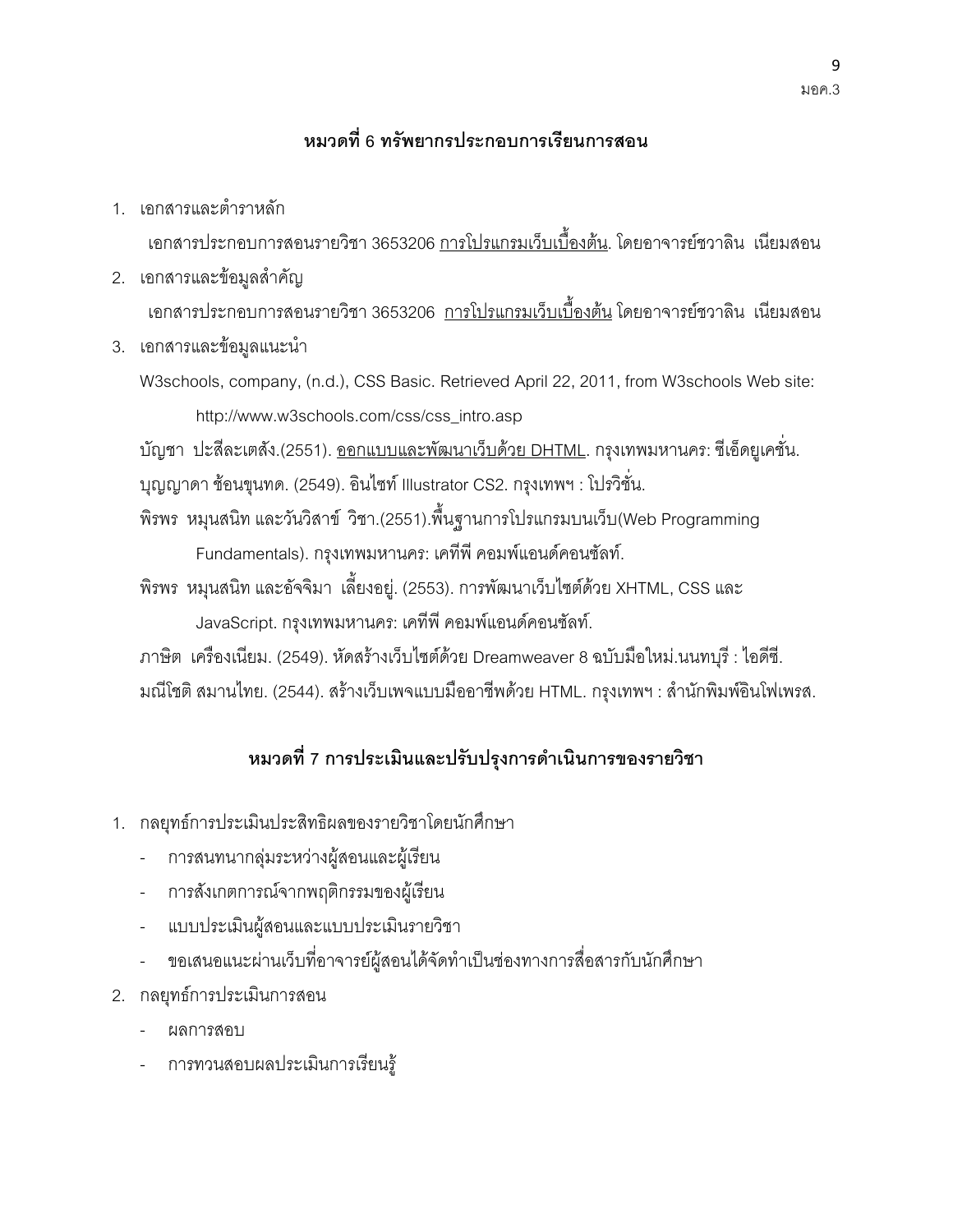## หมวดที่ 6 ทรัพยากรประกอบการเรียนการสอน

1. เอกสารและตำราหลัก

   เอกสารประกอบการสอนรายวิชา 3653206 <u>การโปรแกรมเว็บเบื้องต้น</u>. โดยอาจารย์ชวาลิน เนียมสอน

2. เอกสารและข้อมูลสำคัญ

   เอกสารประกอบการสอนรายวิชา 3653206 <u>การโปรแกรมเว็บเบื้องต้น</u> โดยอาจารย์ชวาลิน เนียมสอน

3. เอกสารและข้อมูลแนะนำ

   W3schools, company, (n.d.), CSS Basic. Retrieved April 22, 2011, from W3schools Web site: http://www.w3schools.com/css/css_intro.asp

   บัญชา ปะสีละเตสัง.(2551). <u>ออกแบบและพัฒนาเว็บด้วย DHTML</u>. กรุงเทพมหานคร: ซีเอ็ดยูเคชั่น.

   บุญญาดา ช้อนขุนทด. (2549). อินไซท์ Illustrator CS2. กรุงเทพฯ : โปรวิชั่น.

   พิรพร หมุนสนิท และวันวิสาข์ วิชา.(2551).พื้นฐานการโปรแกรมบนเว็บ(Web Programming Fundamentals). กรุงเทพมหานคร: เคทีพี คอมพ์แอนด์คอนซัลท์.

   พิรพร หมุนสนิท และอัจจิมา เลี้ยงอยู่. (2553). การพัฒนาเว็บไซต์ด้วย XHTML, CSS และ JavaScript. กรุงเทพมหานคร: เคทีพี คอมพ์แอนด์คอนซัลท์.

   ภาษิต เครือเนียม. (2549). หัดสร้างเว็บไซต์ด้วย Dreamweaver 8 ฉบับมือใหม่.นนทบุรี : ไอดีซี.

   มณีโชติ สมานไทย. (2544). สร้างเว็บเพจแบบมืออาชีพด้วย HTML. กรุงเทพฯ : สำนักพิมพ์อินโฟเพรส.

## หมวดที่ 7 การประเมินและปรับปรุงการดำเนินการของรายวิชา

1. กลยุทธ์การประเมินประสิทธิผลของรายวิชาโดยนักศึกษา
   - การสนทนากลุ่มระหว่างผู้สอนและผู้เรียน
   - การสังเกตการณ์จากพฤติกรรมของผู้เรียน
   - แบบประเมินผู้สอนและแบบประเมินรายวิชา
   - ขอเสนอแนะผ่านเว็บที่อาจารย์ผู้สอนได้จัดทำเป็นช่องทางการสื่อสารกับนักศึกษา
2. กลยุทธ์การประเมินการสอน
   - ผลการสอบ
   - การทวนสอบผลประเมินการเรียนรู้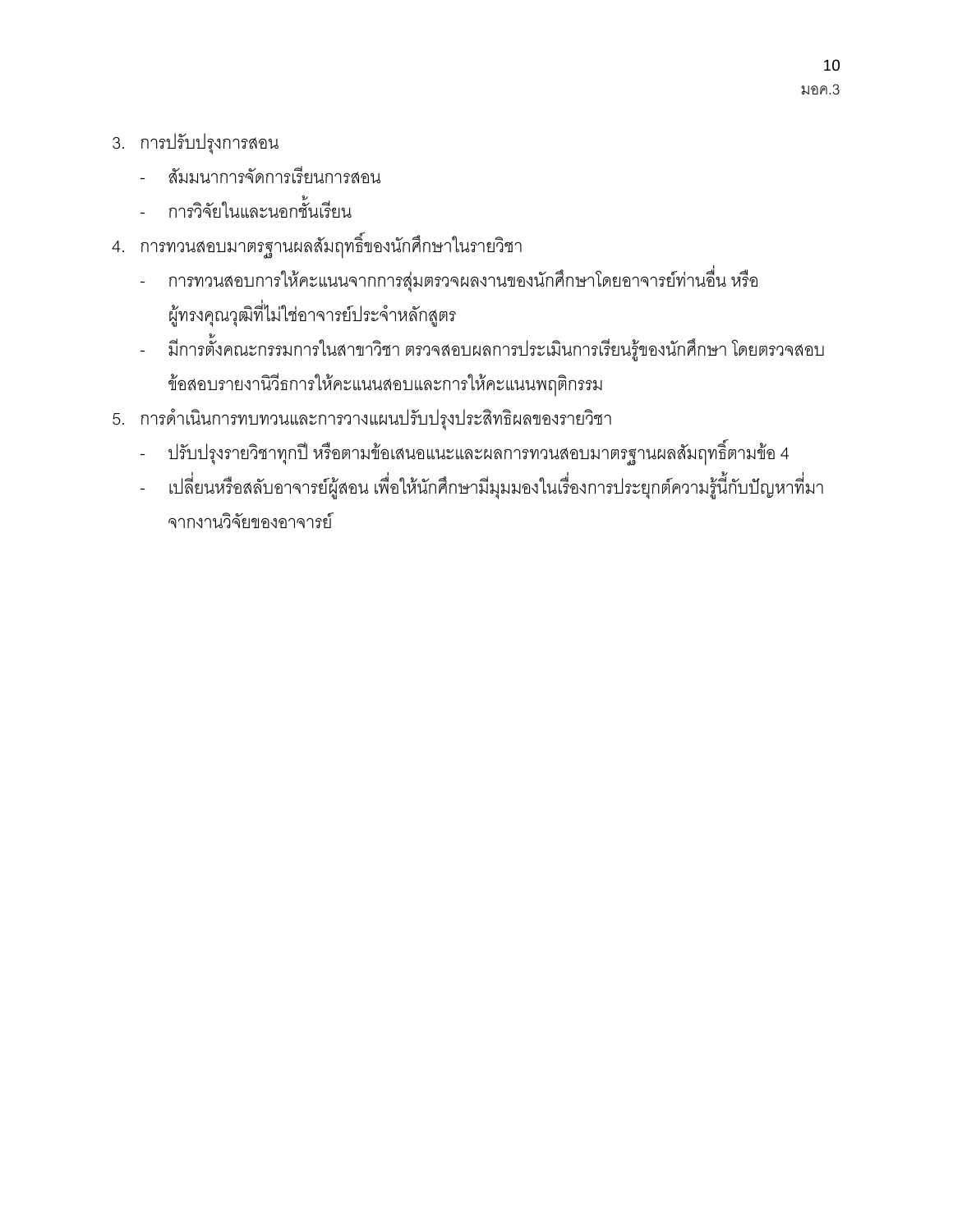3. การปรับปรุงการสอน
   - สัมมนาการจัดการเรียนการสอน
   - การวิจัยในและนอกชั้นเรียน
4. การทวนสอบมาตรฐานผลสัมฤทธิ์ของนักศึกษาในรายวิชา
   - การทวนสอบการให้คะแนนจากการสุ่มตรวจผลงานของนักศึกษาโดยอาจารย์ท่านอื่น หรือผู้ทรงคุณวุฒิที่ไม่ใช่อาจารย์ประจำหลักสูตร
   - มีการตั้งคณะกรรมการในสาขาวิชา ตรวจสอบผลการประเมินการเรียนรู้ของนักศึกษา โดยตรวจสอบข้อสอบรายงานวิธีการให้คะแนนสอบและการให้คะแนนพฤติกรรม
5. การดำเนินการทบทวนและการวางแผนปรับปรุงประสิทธิผลของรายวิชา
   - ปรับปรุงรายวิชาทุกปี หรือตามข้อเสนอแนะและผลการทวนสอบมาตรฐานผลสัมฤทธิ์ตามข้อ 4
   - เปลี่ยนหรือสลับอาจารย์ผู้สอน เพื่อให้นักศึกษามีมุมมองในเรื่องการประยุกต์ความรู้นี้กับปัญหาที่มาจากงานวิจัยของอาจารย์